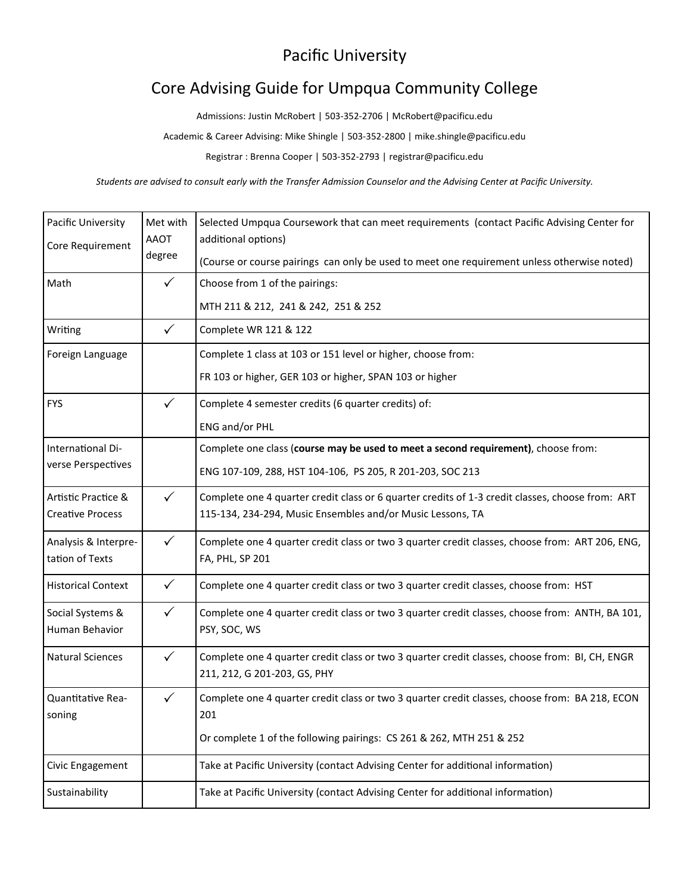# Pacific University

## Core Advising Guide for Umpqua Community College

Admissions: Justin McRobert | 503-352-2706 | McRobert@pacificu.edu

Academic & Career Advising: Mike Shingle | 503-352-2800 | mike.shingle@pacificu.edu

Registrar : Brenna Cooper | 503-352-2793 | registrar@pacificu.edu

*Students are advised to consult early with the Transfer Admission Counselor and the Advising Center at Pacific University.*

| Pacific University Core Requirement | Met with AAOT degree | Selected Umpqua Coursework that can meet requirements (contact Pacific Advising Center for additional options)<br>(Course or course pairings can only be used to meet one requirement unless otherwise noted) |
|---|---|---|
| Math | ✓ | Choose from 1 of the pairings:<br>MTH 211 & 212, 241 & 242, 251 & 252 |
| Writing | ✓ | Complete WR 121 & 122 |
| Foreign Language | | Complete 1 class at 103 or 151 level or higher, choose from:<br>FR 103 or higher, GER 103 or higher, SPAN 103 or higher |
| FYS | ✓ | Complete 4 semester credits (6 quarter credits) of:<br>ENG and/or PHL |
| International Diverse Perspectives | | Complete one class (**course may be used to meet a second requirement)**, choose from:<br>ENG 107-109, 288, HST 104-106, PS 205, R 201-203, SOC 213 |
| Artistic Practice & Creative Process | ✓ | Complete one 4 quarter credit class or 6 quarter credits of 1-3 credit classes, choose from: ART 115-134, 234-294, Music Ensembles and/or Music Lessons, TA |
| Analysis & Interpretation of Texts | ✓ | Complete one 4 quarter credit class or two 3 quarter credit classes, choose from: ART 206, ENG, FA, PHL, SP 201 |
| Historical Context | ✓ | Complete one 4 quarter credit class or two 3 quarter credit classes, choose from: HST |
| Social Systems & Human Behavior | ✓ | Complete one 4 quarter credit class or two 3 quarter credit classes, choose from: ANTH, BA 101, PSY, SOC, WS |
| Natural Sciences | ✓ | Complete one 4 quarter credit class or two 3 quarter credit classes, choose from: BI, CH, ENGR 211, 212, G 201-203, GS, PHY |
| Quantitative Reasoning | ✓ | Complete one 4 quarter credit class or two 3 quarter credit classes, choose from: BA 218, ECON 201<br>Or complete 1 of the following pairings: CS 261 & 262, MTH 251 & 252 |
| Civic Engagement | | Take at Pacific University (contact Advising Center for additional information) |
| Sustainability | | Take at Pacific University (contact Advising Center for additional information) |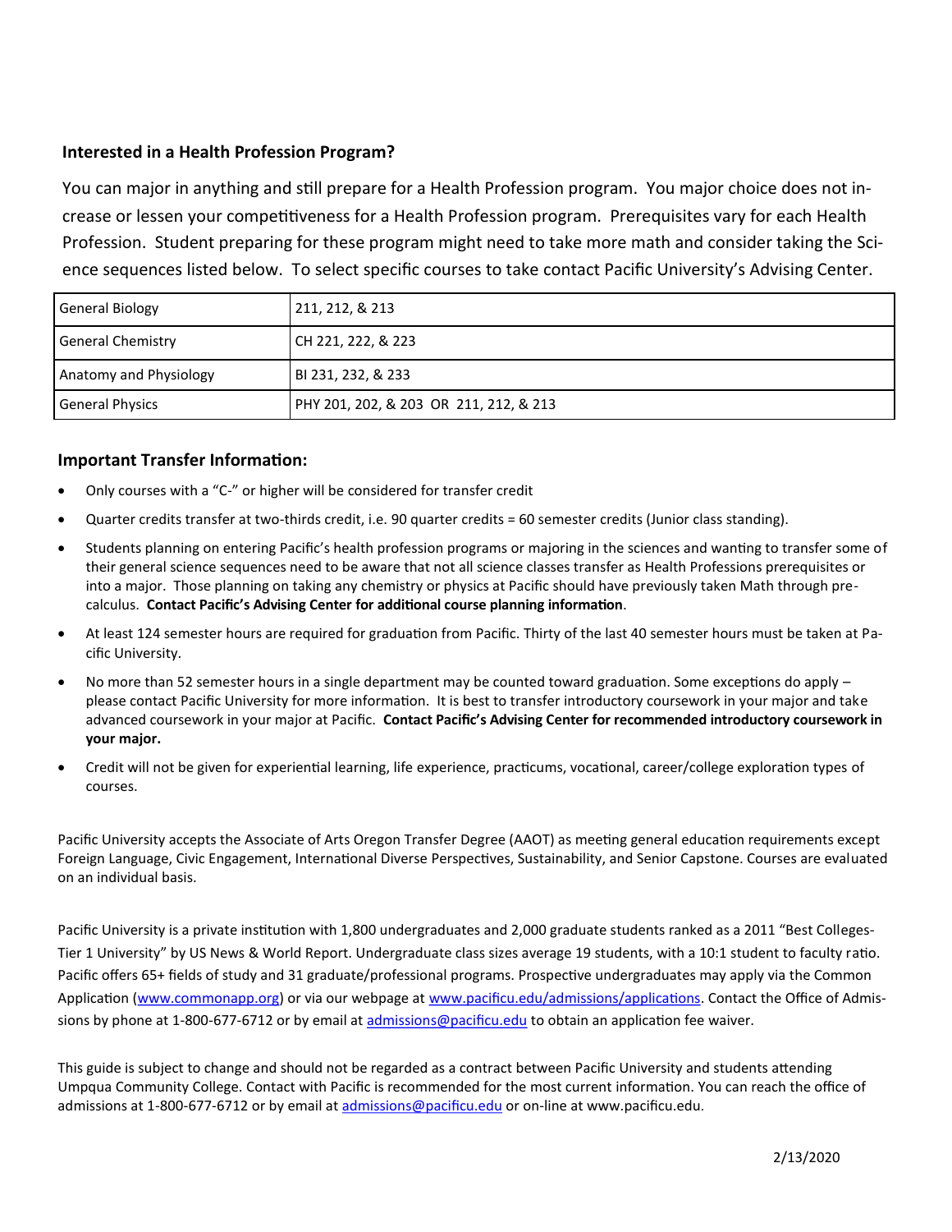### Interested in a Health Profession Program?

You can major in anything and still prepare for a Health Profession program. You major choice does not increase or lessen your competitiveness for a Health Profession program. Prerequisites vary for each Health Profession. Student preparing for these program might need to take more math and consider taking the Science sequences listed below. To select specific courses to take contact Pacific University's Advising Center.

| | |
|---|---|
| General Biology | 211, 212, & 213 |
| General Chemistry | CH 221, 222, & 223 |
| Anatomy and Physiology | BI 231, 232, & 233 |
| General Physics | PHY 201, 202, & 203 OR 211, 212, & 213 |

### Important Transfer Information:

- Only courses with a "C-" or higher will be considered for transfer credit
- Quarter credits transfer at two-thirds credit, i.e. 90 quarter credits = 60 semester credits (Junior class standing).
- Students planning on entering Pacific's health profession programs or majoring in the sciences and wanting to transfer some of their general science sequences need to be aware that not all science classes transfer as Health Professions prerequisites or into a major. Those planning on taking any chemistry or physics at Pacific should have previously taken Math through pre-calculus. **Contact Pacific's Advising Center for additional course planning information**.
- At least 124 semester hours are required for graduation from Pacific. Thirty of the last 40 semester hours must be taken at Pacific University.
- No more than 52 semester hours in a single department may be counted toward graduation. Some exceptions do apply – please contact Pacific University for more information. It is best to transfer introductory coursework in your major and take advanced coursework in your major at Pacific. **Contact Pacific's Advising Center for recommended introductory coursework in your major.**
- Credit will not be given for experiential learning, life experience, practicums, vocational, career/college exploration types of courses.

Pacific University accepts the Associate of Arts Oregon Transfer Degree (AAOT) as meeting general education requirements except Foreign Language, Civic Engagement, International Diverse Perspectives, Sustainability, and Senior Capstone. Courses are evaluated on an individual basis.

Pacific University is a private institution with 1,800 undergraduates and 2,000 graduate students ranked as a 2011 "Best Colleges-Tier 1 University" by US News & World Report. Undergraduate class sizes average 19 students, with a 10:1 student to faculty ratio. Pacific offers 65+ fields of study and 31 graduate/professional programs. Prospective undergraduates may apply via the Common Application (www.commonapp.org) or via our webpage at www.pacificu.edu/admissions/applications. Contact the Office of Admissions by phone at 1-800-677-6712 or by email at admissions@pacificu.edu to obtain an application fee waiver.

This guide is subject to change and should not be regarded as a contract between Pacific University and students attending Umpqua Community College. Contact with Pacific is recommended for the most current information. You can reach the office of admissions at 1-800-677-6712 or by email at admissions@pacificu.edu or on-line at www.pacificu.edu.

2/13/2020